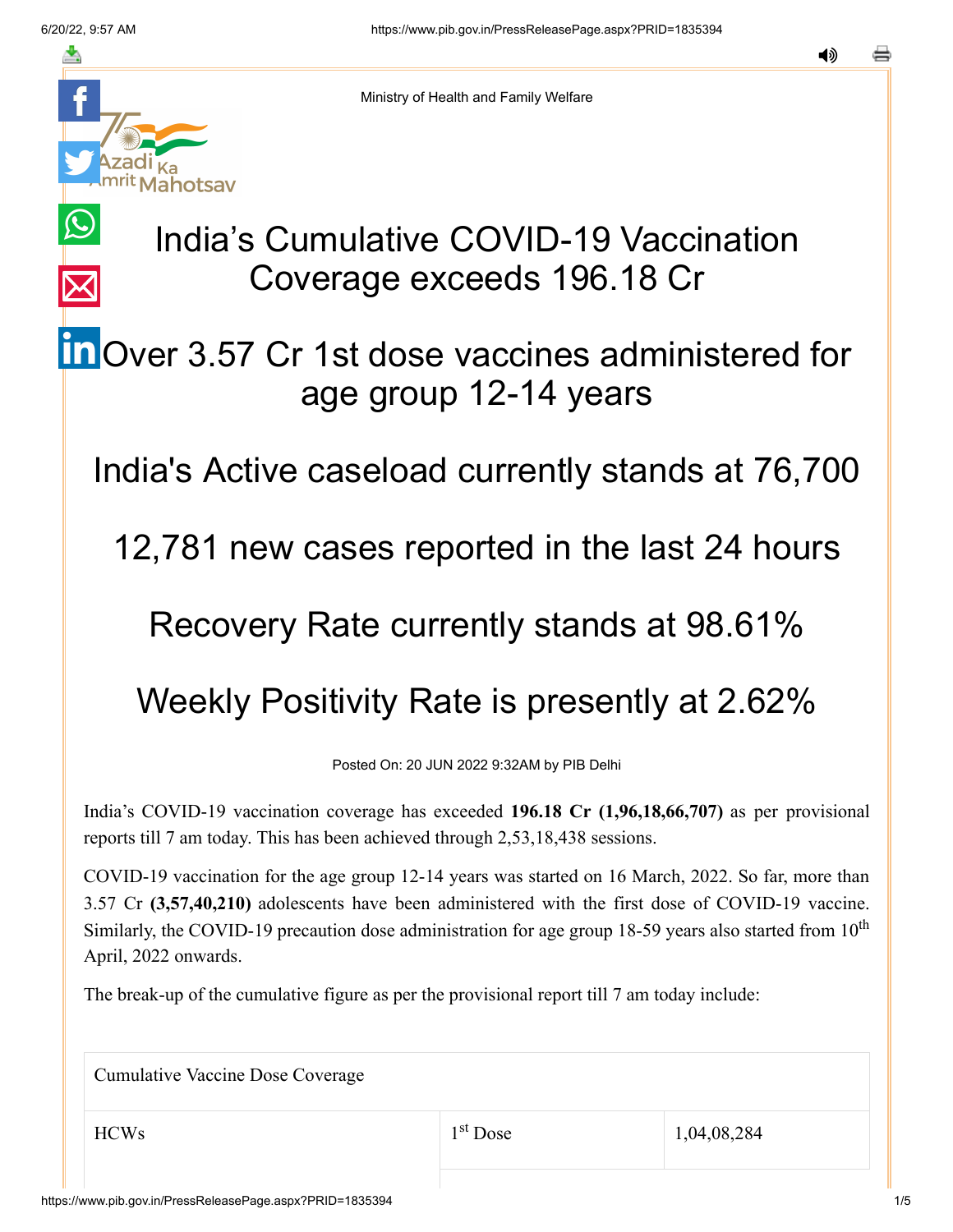Ministry of Health and Family Welfare

# India's Cumulative COVID-19 Vaccination Coverage exceeds 196.18 Cr

## Over 3.57 Cr 1st dose vaccines administered for age group 12-14 years

## India's Active caseload currently stands at 76,700

## 12,781 new cases reported in the last 24 hours

## Recovery Rate currently stands at 98.61%

## Weekly Positivity Rate is presently at 2.62%

Posted On: 20 JUN 2022 9:32AM by PIB Delhi

India's COVID-19 vaccination coverage has exceeded **196.18 Cr (1,96,18,66,707)** as per provisional reports till 7 am today. This has been achieved through 2,53,18,438 sessions.

COVID-19 vaccination for the age group 12-14 years was started on 16 March, 2022. So far, more than 3.57 Cr **(3,57,40,210)** adolescents have been administered with the first dose of COVID-19 vaccine. Similarly, the COVID-19 precaution dose administration for age group 18-59 years also started from 10th April, 2022 onwards.

The break-up of the cumulative figure as per the provisional report till 7 am today include:

| Cumulative Vaccine Dose Coverage | | |
|---|---|---|
| HCWs | 1st Dose | 1,04,08,284 |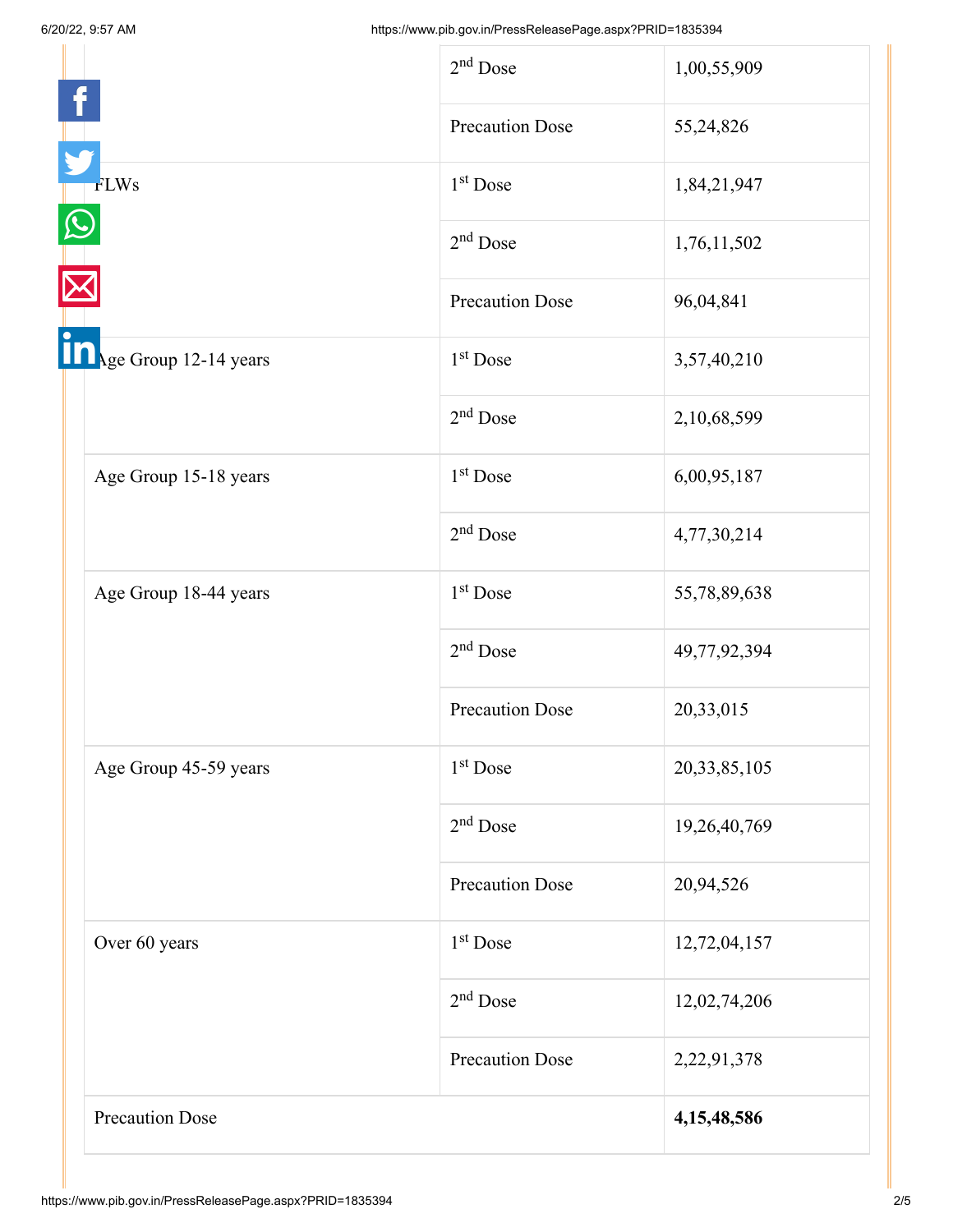| | | |
|---|---|---|
| | 2nd Dose | 1,00,55,909 |
| | Precaution Dose | 55,24,826 |
| FLWs | 1st Dose | 1,84,21,947 |
| | 2nd Dose | 1,76,11,502 |
| | Precaution Dose | 96,04,841 |
| Age Group 12-14 years | 1st Dose | 3,57,40,210 |
| | 2nd Dose | 2,10,68,599 |
| Age Group 15-18 years | 1st Dose | 6,00,95,187 |
| | 2nd Dose | 4,77,30,214 |
| Age Group 18-44 years | 1st Dose | 55,78,89,638 |
| | 2nd Dose | 49,77,92,394 |
| | Precaution Dose | 20,33,015 |
| Age Group 45-59 years | 1st Dose | 20,33,85,105 |
| | 2nd Dose | 19,26,40,769 |
| | Precaution Dose | 20,94,526 |
| Over 60 years | 1st Dose | 12,72,04,157 |
| | 2nd Dose | 12,02,74,206 |
| | Precaution Dose | 2,22,91,378 |
| Precaution Dose | | **4,15,48,586** |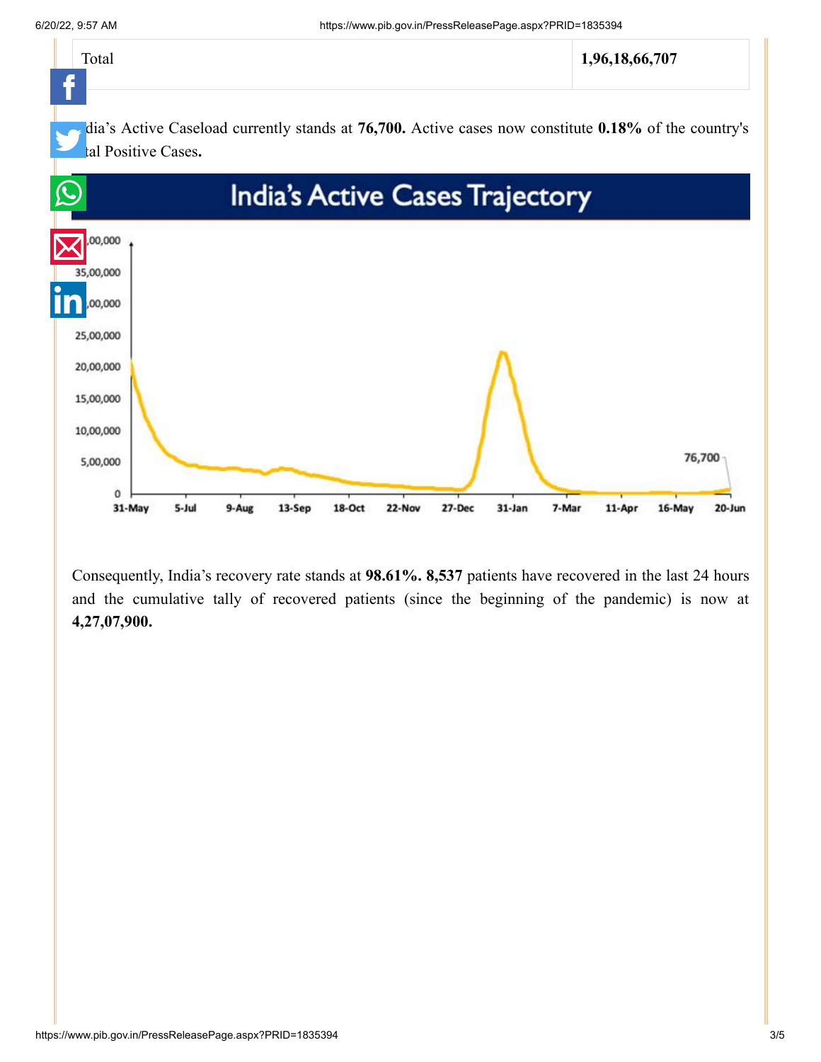| Total | **1,96,18,66,707** |
|---|---|

India's Active Caseload currently stands at **76,700.** Active cases now constitute **0.18%** of the country's total Positive Cases**.**

Consequently, India's recovery rate stands at **98.61%. 8,537** patients have recovered in the last 24 hours and the cumulative tally of recovered patients (since the beginning of the pandemic) is now at **4,27,07,900.**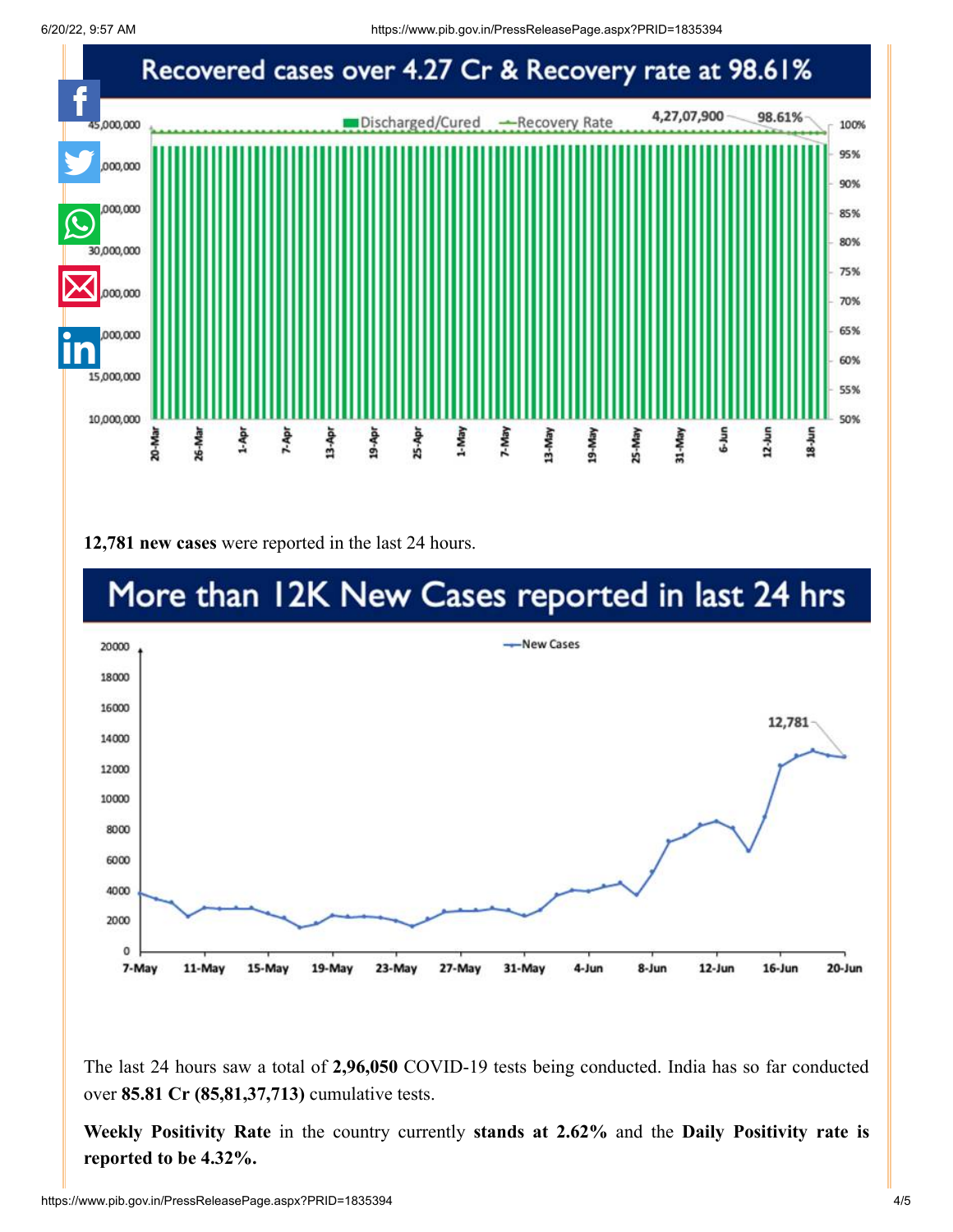## Recovered cases over 4.27 Cr & Recovery rate at 98.61%

**12,781 new cases** were reported in the last 24 hours.

## More than 12K New Cases reported in last 24 hrs

The last 24 hours saw a total of **2,96,050** COVID-19 tests being conducted. India has so far conducted over **85.81 Cr (85,81,37,713)** cumulative tests.

**Weekly Positivity Rate** in the country currently **stands at 2.62%** and the **Daily Positivity rate is reported to be 4.32%.**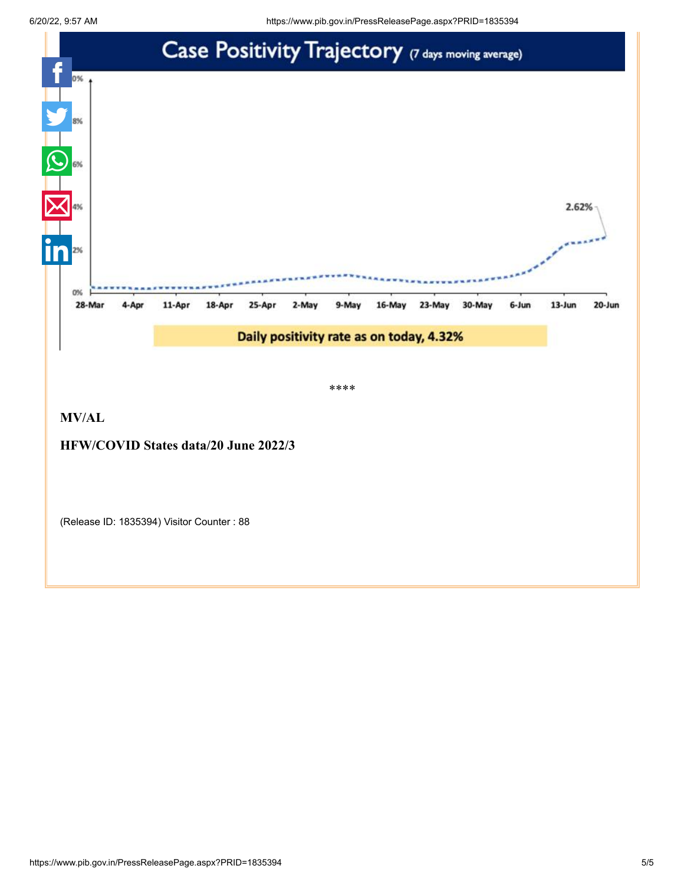Case Positivity Trajectory (7 days moving average)

10%
8%
6%
4%
2%
0%

2.62%

28-Mar 4-Apr 11-Apr 18-Apr 25-Apr 2-May 9-May 16-May 23-May 30-May 6-Jun 13-Jun 20-Jun

Daily positivity rate as on today, 4.32%

****

**MV/AL**

**HFW/COVID States data/20 June 2022/3**

(Release ID: 1835394) Visitor Counter : 88